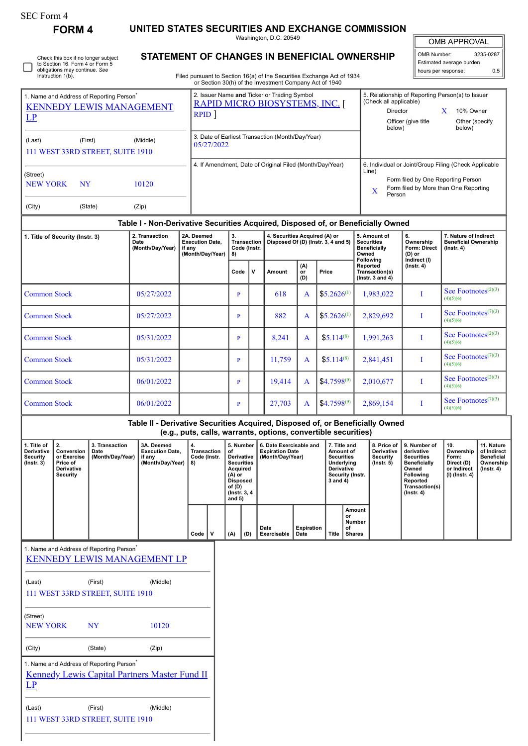SEC Form 4

**FORM 4**

# UNITED STATES SECURITIES AND EXCHANGE COMMISSION

Washington, D.C. 20549

## STATEMENT OF CHANGES IN BENEFICIAL OWNERSHIP

Filed pursuant to Section 16(a) of the Securities Exchange Act of 1934 or Section 30(h) of the Investment Company Act of 1940

☐ Check this box if no longer subject to Section 16. Form 4 or Form 5 obligations may continue. *See* Instruction 1(b).

| OMB APPROVAL | |
|---|---|
| OMB Number: | 3235-0287 |
| Estimated average burden | |
| hours per response: | 0.5 |

1. Name and Address of Reporting Person*
KENNEDY LEWIS MANAGEMENT LP

(Last) (First) (Middle)
111 WEST 33RD STREET, SUITE 1910

(Street)
NEW YORK NY 10120

(City) (State) (Zip)

2. Issuer Name **and** Ticker or Trading Symbol
RAPID MICRO BIOSYSTEMS, INC. [ RPID ]

3. Date of Earliest Transaction (Month/Day/Year)
05/27/2022

4. If Amendment, Date of Original Filed (Month/Day/Year)

5. Relationship of Reporting Person(s) to Issuer (Check all applicable)
Director
X 10% Owner
Officer (give title below)
Other (specify below)

6. Individual or Joint/Group Filing (Check Applicable Line)
Form filed by One Reporting Person
X Form filed by More than One Reporting Person

### Table I - Non-Derivative Securities Acquired, Disposed of, or Beneficially Owned

| 1. Title of Security (Instr. 3) | 2. Transaction Date (Month/Day/Year) | 2A. Deemed Execution Date, if any (Month/Day/Year) | 3. Transaction Code (Instr. 8) | | 4. Securities Acquired (A) or Disposed Of (D) (Instr. 3, 4 and 5) | | | 5. Amount of Securities Beneficially Owned Following Reported Transaction(s) (Instr. 3 and 4) | 6. Ownership Form: Direct (D) or Indirect (I) (Instr. 4) | 7. Nature of Indirect Beneficial Ownership (Instr. 4) |
|---|---|---|---|---|---|---|---|---|---|---|
| | | | Code | V | Amount | (A) or (D) | Price | | | |
| Common Stock | 05/27/2022 | | P | | 618 | A | $5.2626[1] | 1,983,022 | I | See Footnotes[2][3][4][5][6] |
| Common Stock | 05/27/2022 | | P | | 882 | A | $5.2626[1] | 2,829,692 | I | See Footnotes[7][3][4][5][6] |
| Common Stock | 05/31/2022 | | P | | 8,241 | A | $5.114[8] | 1,991,263 | I | See Footnotes[2][3][4][5][6] |
| Common Stock | 05/31/2022 | | P | | 11,759 | A | $5.114[8] | 2,841,451 | I | See Footnotes[7][3][4][5][6] |
| Common Stock | 06/01/2022 | | P | | 19,414 | A | $4.7598[9] | 2,010,677 | I | See Footnotes[2][3][4][5][6] |
| Common Stock | 06/01/2022 | | P | | 27,703 | A | $4.7598[9] | 2,869,154 | I | See Footnotes[7][3][4][5][6] |

### Table II - Derivative Securities Acquired, Disposed of, or Beneficially Owned (e.g., puts, calls, warrants, options, convertible securities)

| 1. Title of Derivative Security (Instr. 3) | 2. Conversion or Exercise Price of Derivative Security | 3. Transaction Date (Month/Day/Year) | 3A. Deemed Execution Date, if any (Month/Day/Year) | 4. Transaction Code (Instr. 8) | | 5. Number of Derivative Securities Acquired (A) or Disposed of (D) (Instr. 3, 4 and 5) | | 6. Date Exercisable and Expiration Date (Month/Day/Year) | | 7. Title and Amount of Securities Underlying Derivative Security (Instr. 3 and 4) | | 8. Price of Derivative Security (Instr. 5) | 9. Number of derivative Securities Beneficially Owned Following Reported Transaction(s) (Instr. 4) | 10. Ownership Form: Direct (D) or Indirect (I) (Instr. 4) | 11. Nature of Indirect Beneficial Ownership (Instr. 4) |
|---|---|---|---|---|---|---|---|---|---|---|---|---|---|---|---|
| | | | | Code | V | (A) | (D) | Date Exercisable | Expiration Date | Title | Amount or Number of Shares | | | | |

1. Name and Address of Reporting Person*
KENNEDY LEWIS MANAGEMENT LP

(Last) (First) (Middle)
111 WEST 33RD STREET, SUITE 1910

(Street)
NEW YORK NY 10120

(City) (State) (Zip)

1. Name and Address of Reporting Person*
Kennedy Lewis Capital Partners Master Fund II LP

(Last) (First) (Middle)
111 WEST 33RD STREET, SUITE 1910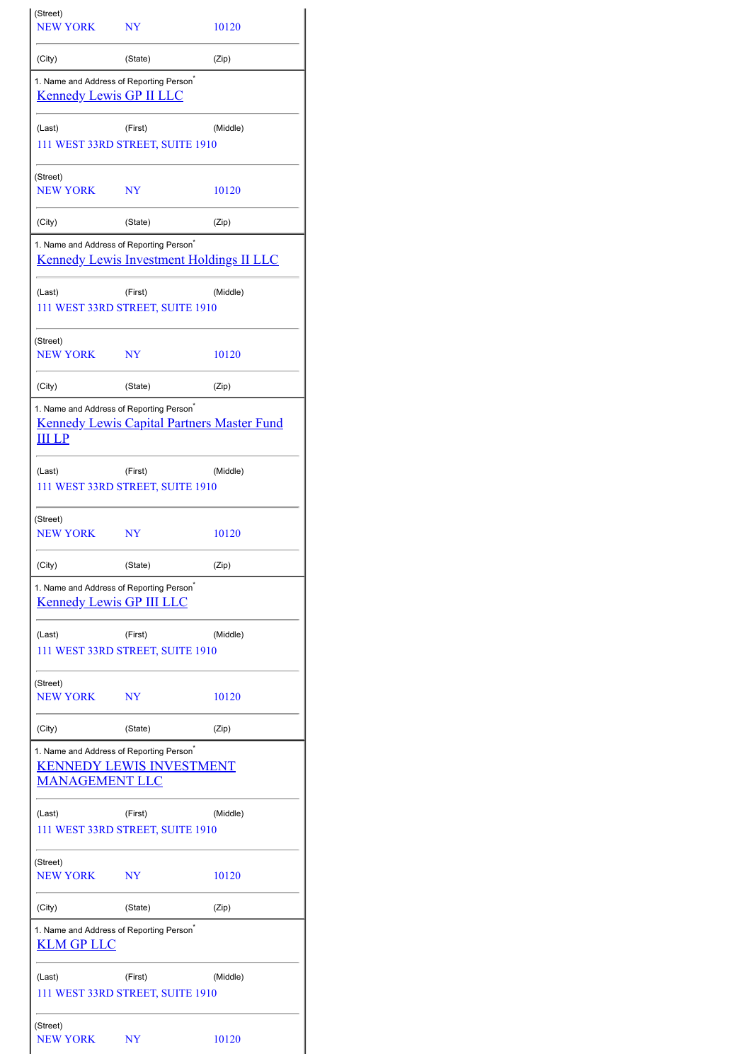(Street)

| | | |
|---|---|---|
| NEW YORK | NY | 10120 |
| (City) | (State) | (Zip) |

1. Name and Address of Reporting Person*

Kennedy Lewis GP II LLC

| | | |
|---|---|---|
| (Last) | (First) | (Middle) |

111 WEST 33RD STREET, SUITE 1910

(Street)

| | | |
|---|---|---|
| NEW YORK | NY | 10120 |
| (City) | (State) | (Zip) |

1. Name and Address of Reporting Person*

Kennedy Lewis Investment Holdings II LLC

| | | |
|---|---|---|
| (Last) | (First) | (Middle) |

111 WEST 33RD STREET, SUITE 1910

(Street)

| | | |
|---|---|---|
| NEW YORK | NY | 10120 |
| (City) | (State) | (Zip) |

1. Name and Address of Reporting Person*

Kennedy Lewis Capital Partners Master Fund III LP

| | | |
|---|---|---|
| (Last) | (First) | (Middle) |

111 WEST 33RD STREET, SUITE 1910

(Street)

| | | |
|---|---|---|
| NEW YORK | NY | 10120 |
| (City) | (State) | (Zip) |

1. Name and Address of Reporting Person*

Kennedy Lewis GP III LLC

| | | |
|---|---|---|
| (Last) | (First) | (Middle) |

111 WEST 33RD STREET, SUITE 1910

(Street)

| | | |
|---|---|---|
| NEW YORK | NY | 10120 |
| (City) | (State) | (Zip) |

1. Name and Address of Reporting Person*

KENNEDY LEWIS INVESTMENT MANAGEMENT LLC

| | | |
|---|---|---|
| (Last) | (First) | (Middle) |

111 WEST 33RD STREET, SUITE 1910

(Street)

| | | |
|---|---|---|
| NEW YORK | NY | 10120 |
| (City) | (State) | (Zip) |

1. Name and Address of Reporting Person*

KLM GP LLC

| | | |
|---|---|---|
| (Last) | (First) | (Middle) |

111 WEST 33RD STREET, SUITE 1910

(Street)

| | | |
|---|---|---|
| NEW YORK | NY | 10120 |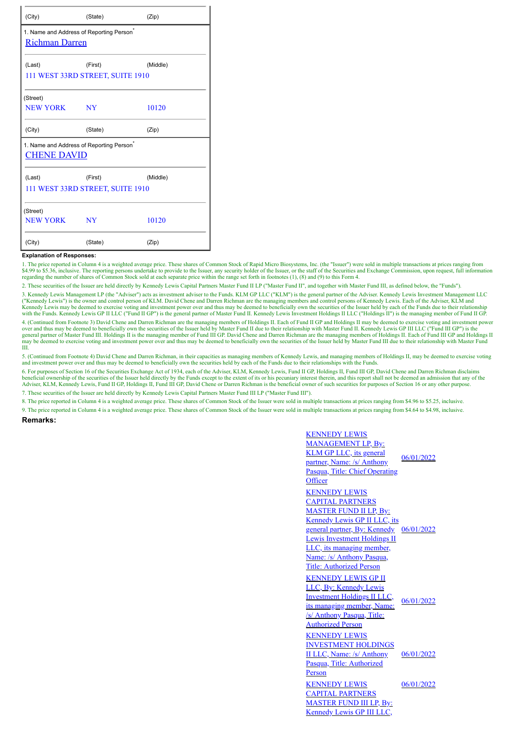| (City) | (State) | (Zip) |
|---|---|---|

1. Name and Address of Reporting Person*

Richman Darren

| (Last) | (First) | (Middle) |
|---|---|---|

111 WEST 33RD STREET, SUITE 1910

(Street)

| NEW YORK | NY | 10120 |
|---|---|---|
| (City) | (State) | (Zip) |

1. Name and Address of Reporting Person*

CHENE DAVID

| (Last) | (First) | (Middle) |
|---|---|---|

111 WEST 33RD STREET, SUITE 1910

(Street)

| NEW YORK | NY | 10120 |
|---|---|---|
| (City) | (State) | (Zip) |

**Explanation of Responses:**

1. The price reported in Column 4 is a weighted average price. These shares of Common Stock of Rapid Micro Biosystems, Inc. (the "Issuer") were sold in multiple transactions at prices ranging from $4.99 to $5.36, inclusive. The reporting persons undertake to provide to the Issuer, any security holder of the Issuer, or the staff of the Securities and Exchange Commission, upon request, full information regarding the number of shares of Common Stock sold at each separate price within the range set forth in footnotes (1), (8) and (9) to this Form 4.

2. These securities of the Issuer are held directly by Kennedy Lewis Capital Partners Master Fund II LP ("Master Fund II", and together with Master Fund III, as defined below, the "Funds").

3. Kennedy Lewis Management LP (the "Adviser") acts as investment adviser to the Funds. KLM GP LLC ("KLM") is the general partner of the Adviser. Kennedy Lewis Investment Management LLC ("Kennedy Lewis") is the owner and control person of KLM. David Chene and Darren Richman are the managing members and control persons of Kennedy Lewis. Each of the Adviser, KLM and Kennedy Lewis may be deemed to exercise voting and investment power over and thus may be deemed to beneficially own the securities of the Issuer held by each of the Funds due to their relationship with the Funds. Kennedy Lewis GP II LLC ("Fund II GP") is the general partner of Master Fund II. Kennedy Lewis Investment Holdings II LLC ("Holdings II") is the managing member of Fund II GP.

4. (Continued from Footnote 3) David Chene and Darren Richman are the managing members of Holdings II. Each of Fund II GP and Holdings II may be deemed to exercise voting and investment power over and thus may be deemed to beneficially own the securities of the Issuer held by Master Fund II due to their relationship with Master Fund II. Kennedy Lewis GP III LLC ("Fund III GP") is the general partner of Master Fund III. Holdings II is the managing member of Fund III GP. David Chene and Darren Richman are the managing members of Holdings II. Each of Fund III GP and Holdings II may be deemed to exercise voting and investment power over and thus may be deemed to beneficially own the securities of the Issuer held by Master Fund III due to their relationship with Master Fund III.

5. (Continued from Footnote 4) David Chene and Darren Richman, in their capacities as managing members of Kennedy Lewis, and managing members of Holdings II, may be deemed to exercise voting and investment power over and thus may be deemed to beneficially own the securities held by each of the Funds due to their relationships with the Funds.

6. For purposes of Section 16 of the Securities Exchange Act of 1934, each of the Adviser, KLM, Kennedy Lewis, Fund II GP, Holdings II, Fund III GP, David Chene and Darren Richman disclaims beneficial ownership of the securities of the Issuer held directly by the Funds except to the extent of its or his pecuniary interest therein, and this report shall not be deemed an admission that any of the Adviser, KLM, Kennedy Lewis, Fund II GP, Holdings II, Fund III GP, David Chene or Darren Richman is the beneficial owner of such securities for purposes of Section 16 or any other purpose.

7. These securities of the Issuer are held directly by Kennedy Lewis Capital Partners Master Fund III LP ("Master Fund III").

8. The price reported in Column 4 is a weighted average price. These shares of Common Stock of the Issuer were sold in multiple transactions at prices ranging from $4.96 to $5.25, inclusive.

9. The price reported in Column 4 is a weighted average price. These shares of Common Stock of the Issuer were sold in multiple transactions at prices ranging from $4.64 to $4.98, inclusive.

**Remarks:**

| | |
|---|---|
| KENNEDY LEWIS MANAGEMENT LP, By: KLM GP LLC, its general partner, Name: /s/ Anthony Pasqua, Title: Chief Operating Officer | 06/01/2022 |
| KENNEDY LEWIS CAPITAL PARTNERS MASTER FUND II LP, By: Kennedy Lewis GP II LLC, its general partner, By: Kennedy Lewis Investment Holdings II LLC, its managing member, Name: /s/ Anthony Pasqua, Title: Authorized Person | 06/01/2022 |
| KENNEDY LEWIS GP II LLC, By: Kennedy Lewis Investment Holdings II LLC, its managing member, Name: /s/ Anthony Pasqua, Title: Authorized Person | 06/01/2022 |
| KENNEDY LEWIS INVESTMENT HOLDINGS II LLC, Name: /s/ Anthony Pasqua, Title: Authorized Person | 06/01/2022 |
| KENNEDY LEWIS CAPITAL PARTNERS MASTER FUND III LP, By: Kennedy Lewis GP III LLC, | 06/01/2022 |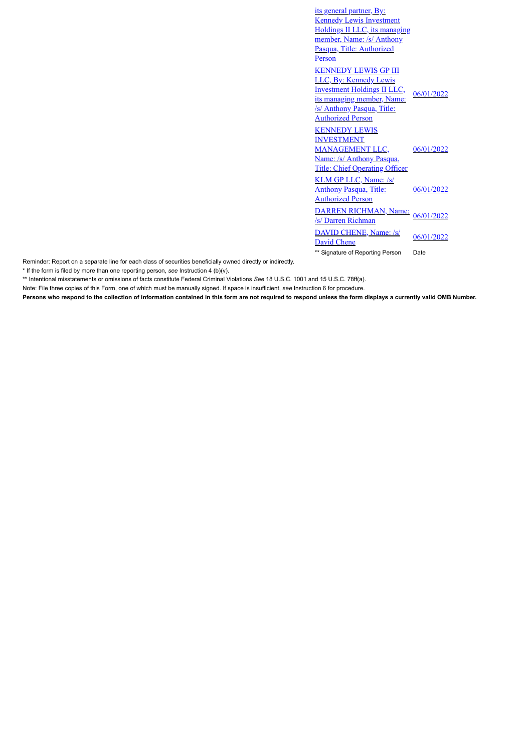| | |
|---|---|
| its general partner, By: Kennedy Lewis Investment Holdings II LLC, its managing member, Name: /s/ Anthony Pasqua, Title: Authorized Person | |
| KENNEDY LEWIS GP III LLC, By: Kennedy Lewis Investment Holdings II LLC, its managing member, Name: /s/ Anthony Pasqua, Title: Authorized Person | 06/01/2022 |
| KENNEDY LEWIS INVESTMENT MANAGEMENT LLC, Name: /s/ Anthony Pasqua, Title: Chief Operating Officer | 06/01/2022 |
| KLM GP LLC, Name: /s/ Anthony Pasqua, Title: Authorized Person | 06/01/2022 |
| DARREN RICHMAN, Name: /s/ Darren Richman | 06/01/2022 |
| DAVID CHENE, Name: /s/ David Chene | 06/01/2022 |
| ** Signature of Reporting Person | Date |

Reminder: Report on a separate line for each class of securities beneficially owned directly or indirectly.

* If the form is filed by more than one reporting person, *see* Instruction 4 (b)(v).

** Intentional misstatements or omissions of facts constitute Federal Criminal Violations *See* 18 U.S.C. 1001 and 15 U.S.C. 78ff(a).

Note: File three copies of this Form, one of which must be manually signed. If space is insufficient, *see* Instruction 6 for procedure.

**Persons who respond to the collection of information contained in this form are not required to respond unless the form displays a currently valid OMB Number.**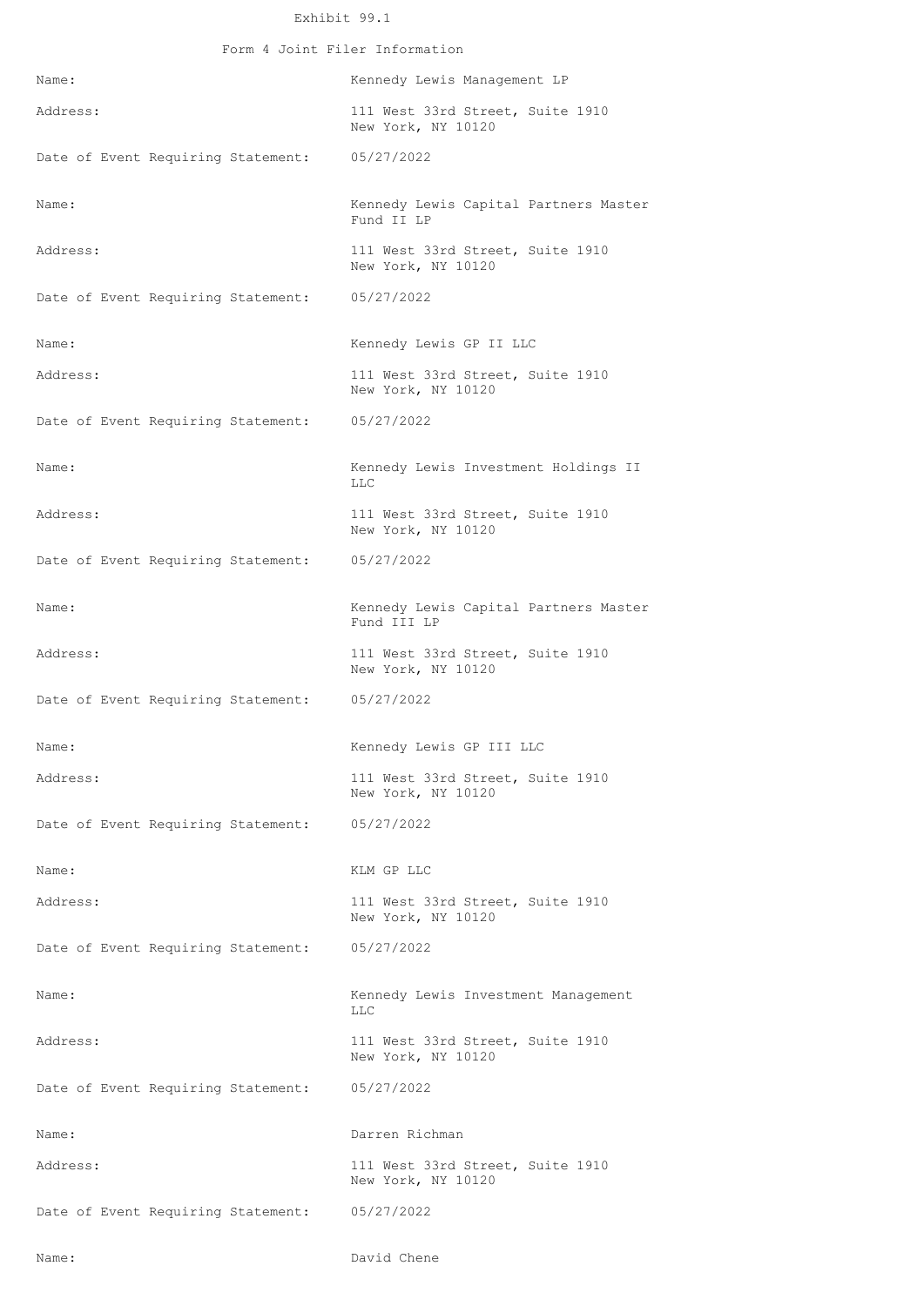Exhibit 99.1

Form 4 Joint Filer Information

| | |
|---|---|
| Name: | Kennedy Lewis Management LP |
| Address: | 111 West 33rd Street, Suite 1910<br>New York, NY 10120 |
| Date of Event Requiring Statement: | 05/27/2022 |
| Name: | Kennedy Lewis Capital Partners Master Fund II LP |
| Address: | 111 West 33rd Street, Suite 1910<br>New York, NY 10120 |
| Date of Event Requiring Statement: | 05/27/2022 |
| Name: | Kennedy Lewis GP II LLC |
| Address: | 111 West 33rd Street, Suite 1910<br>New York, NY 10120 |
| Date of Event Requiring Statement: | 05/27/2022 |
| Name: | Kennedy Lewis Investment Holdings II LLC |
| Address: | 111 West 33rd Street, Suite 1910<br>New York, NY 10120 |
| Date of Event Requiring Statement: | 05/27/2022 |
| Name: | Kennedy Lewis Capital Partners Master Fund III LP |
| Address: | 111 West 33rd Street, Suite 1910<br>New York, NY 10120 |
| Date of Event Requiring Statement: | 05/27/2022 |
| Name: | Kennedy Lewis GP III LLC |
| Address: | 111 West 33rd Street, Suite 1910<br>New York, NY 10120 |
| Date of Event Requiring Statement: | 05/27/2022 |
| Name: | KLM GP LLC |
| Address: | 111 West 33rd Street, Suite 1910<br>New York, NY 10120 |
| Date of Event Requiring Statement: | 05/27/2022 |
| Name: | Kennedy Lewis Investment Management LLC |
| Address: | 111 West 33rd Street, Suite 1910<br>New York, NY 10120 |
| Date of Event Requiring Statement: | 05/27/2022 |
| Name: | Darren Richman |
| Address: | 111 West 33rd Street, Suite 1910<br>New York, NY 10120 |
| Date of Event Requiring Statement: | 05/27/2022 |
| Name: | David Chene |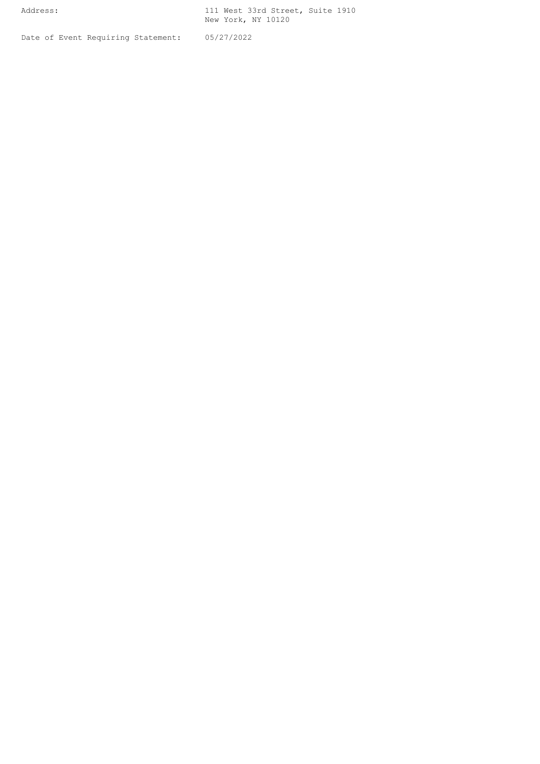| | |
|---|---|
| Address: | 111 West 33rd Street, Suite 1910<br>New York, NY 10120 |
| Date of Event Requiring Statement: | 05/27/2022 |